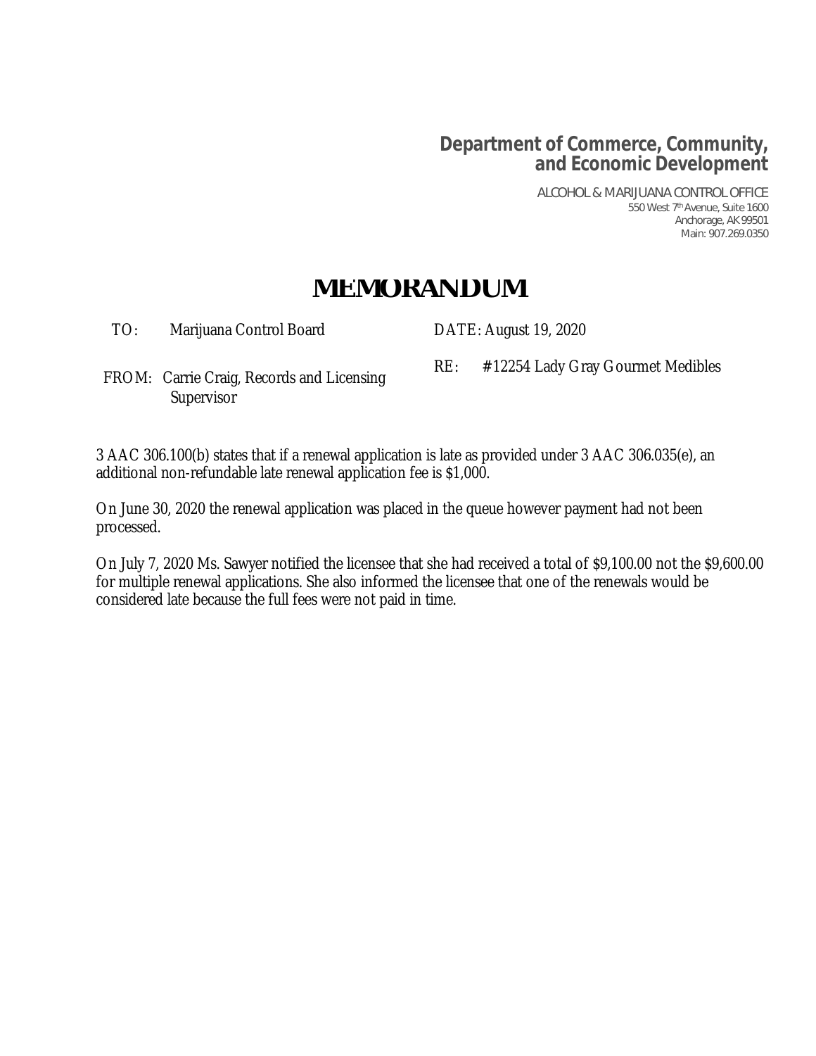**Department of Commerce, Community, and Economic Development**

ALCOHOL & MARIJUANA CONTROL OFFICE
550 West 7th Avenue, Suite 1600
Anchorage, AK 99501
Main: 907.269.0350

# MEMORANDUM

TO: Marijuana Control Board

DATE: August 19, 2020

FROM: Carrie Craig, Records and Licensing Supervisor

RE: #12254 Lady Gray Gourmet Medibles

3 AAC 306.100(b) states that if a renewal application is late as provided under 3 AAC 306.035(e), an additional non-refundable late renewal application fee is $1,000.

On June 30, 2020 the renewal application was placed in the queue however payment had not been processed.

On July 7, 2020 Ms. Sawyer notified the licensee that she had received a total of $9,100.00 not the $9,600.00 for multiple renewal applications. She also informed the licensee that one of the renewals would be considered late because the full fees were not paid in time.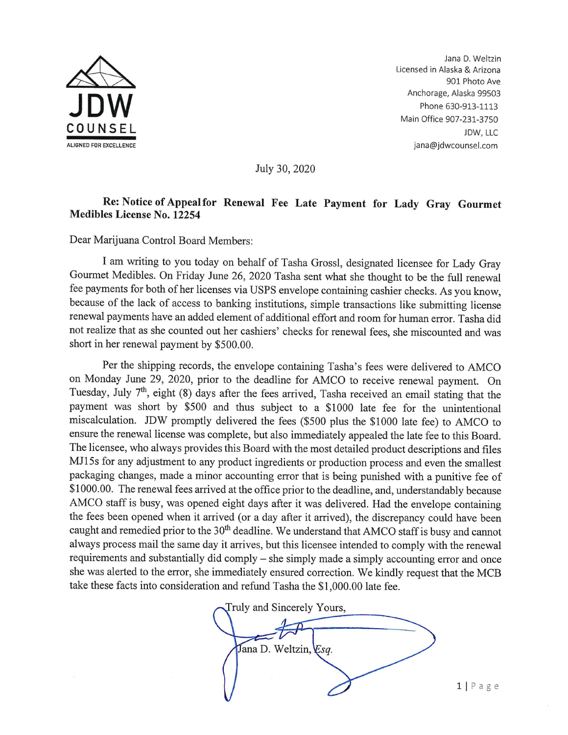JDW COUNSEL
ALIGNED FOR EXCELLENCE

Jana D. Weltzin
Licensed in Alaska & Arizona
901 Photo Ave
Anchorage, Alaska 99503
Phone 630-913-1113
Main Office 907-231-3750
JDW, LLC
jana@jdwcounsel.com

July 30, 2020

**Re: Notice of Appeal for Renewal Fee Late Payment for Lady Gray Gourmet Medibles License No. 12254**

Dear Marijuana Control Board Members:

I am writing to you today on behalf of Tasha Grossl, designated licensee for Lady Gray Gourmet Medibles. On Friday June 26, 2020 Tasha sent what she thought to be the full renewal fee payments for both of her licenses via USPS envelope containing cashier checks. As you know, because of the lack of access to banking institutions, simple transactions like submitting license renewal payments have an added element of additional effort and room for human error. Tasha did not realize that as she counted out her cashiers' checks for renewal fees, she miscounted and was short in her renewal payment by $500.00.

Per the shipping records, the envelope containing Tasha's fees were delivered to AMCO on Monday June 29, 2020, prior to the deadline for AMCO to receive renewal payment. On Tuesday, July 7th, eight (8) days after the fees arrived, Tasha received an email stating that the payment was short by $500 and thus subject to a $1000 late fee for the unintentional miscalculation. JDW promptly delivered the fees ($500 plus the $1000 late fee) to AMCO to ensure the renewal license was complete, but also immediately appealed the late fee to this Board. The licensee, who always provides this Board with the most detailed product descriptions and files MJ15s for any adjustment to any product ingredients or production process and even the smallest packaging changes, made a minor accounting error that is being punished with a punitive fee of $1000.00. The renewal fees arrived at the office prior to the deadline, and, understandably because AMCO staff is busy, was opened eight days after it was delivered. Had the envelope containing the fees been opened when it arrived (or a day after it arrived), the discrepancy could have been caught and remedied prior to the 30th deadline. We understand that AMCO staff is busy and cannot always process mail the same day it arrives, but this licensee intended to comply with the renewal requirements and substantially did comply – she simply made a simply accounting error and once she was alerted to the error, she immediately ensured correction. We kindly request that the MCB take these facts into consideration and refund Tasha the $1,000.00 late fee.

Truly and Sincerely Yours,

Jana D. Weltzin, Esq.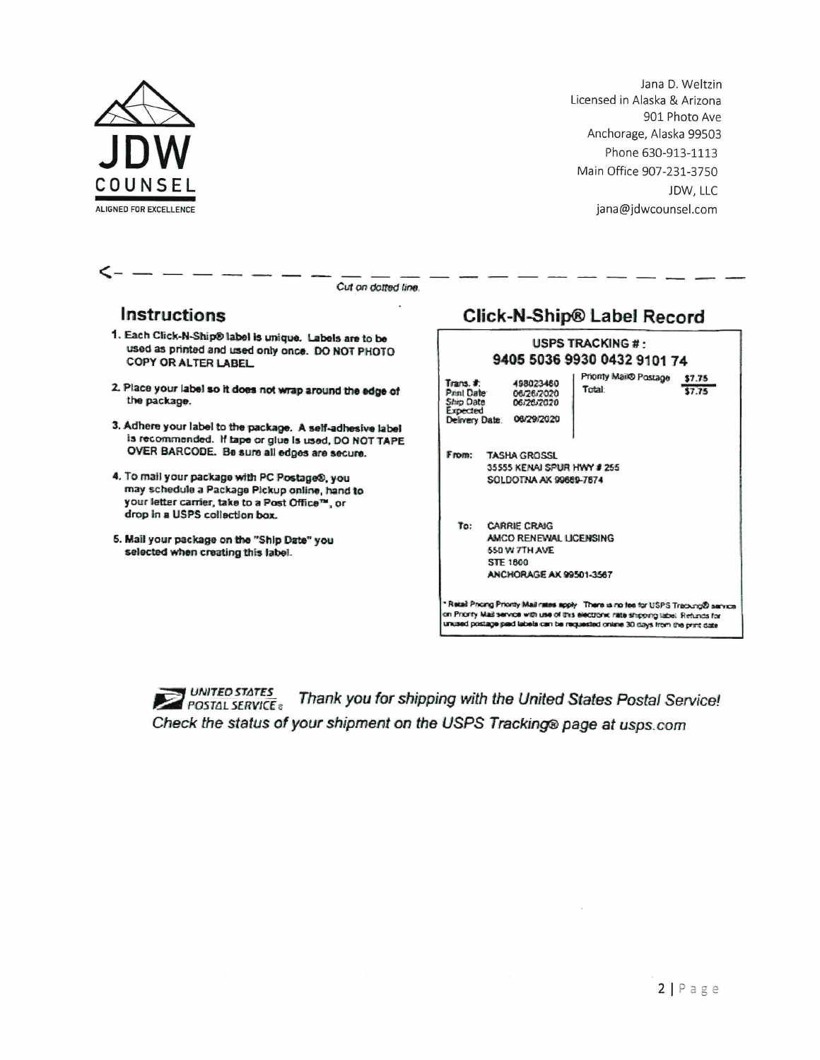JDW COUNSEL

ALIGNED FOR EXCELLENCE

Jana D. Weltzin
Licensed in Alaska & Arizona
901 Photo Ave
Anchorage, Alaska 99503
Phone 630-913-1113
Main Office 907-231-3750
JDW, LLC
jana@jdwcounsel.com

<- — — — — — — — — — — — — — — — — — — —

*Cut on dotted line.*

## Instructions

1. **Each Click-N-Ship® label is unique. Labels are to be used as printed and used only once. DO NOT PHOTO COPY OR ALTER LABEL.**
2. **Place your label so it does not wrap around the edge of the package.**
3. **Adhere your label to the package. A self-adhesive label is recommended. If tape or glue is used, DO NOT TAPE OVER BARCODE. Be sure all edges are secure.**
4. **To mail your package with PC Postage®, you may schedule a Package Pickup online, hand to your letter carrier, take to a Post Office™, or drop in a USPS collection box.**
5. **Mail your package on the "Ship Date" you selected when creating this label.**

## Click-N-Ship® Label Record

**USPS TRACKING # :**
**9405 5036 9930 0432 9101 74**

| | | | |
|---|---|---|---|
| Trans. #: | 498023460 | Priority Mail® Postage | $7.75 |
| Print Date | 06/26/2020 | Total: | $7.75 |
| Ship Date | 06/26/2020 | | |
| Expected Delivery Date: | 06/29/2020 | | |

**From:** TASHA GROSSL
35555 KENAI SPUR HWY # 255
SOLDOTNA AK 99669-7674

**To:** CARRIE CRAIG
AMCO RENEWAL LICENSING
550 W 7TH AVE
STE 1600
ANCHORAGE AK 99501-3567

* Retail Pricing Priority Mail rates apply. There is no fee for USPS Tracking® service on Priority Mail service with use of this electronic rate shipping label. Refunds for unused postage paid labels can be requested online 30 days from the print date.

UNITED STATES POSTAL SERVICE® *Thank you for shipping with the United States Postal Service!*
*Check the status of your shipment on the USPS Tracking® page at usps.com*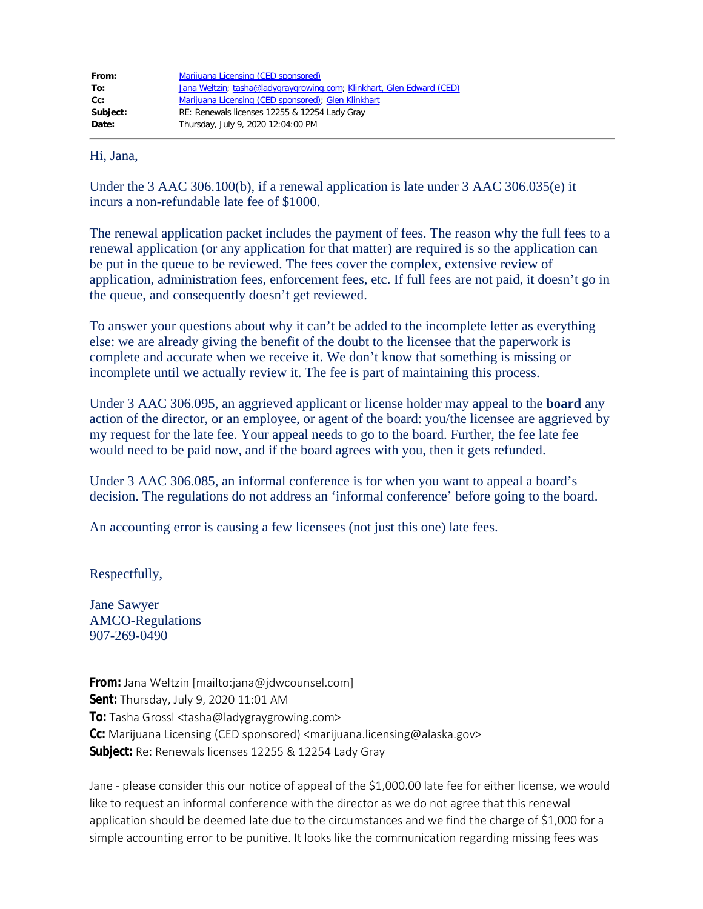| | |
|---|---|
| **From:** | Marijuana Licensing (CED sponsored) |
| **To:** | Jana Weltzin; tasha@ladygraygrowing.com; Klinkhart, Glen Edward (CED) |
| **Cc:** | Marijuana Licensing (CED sponsored); Glen Klinkhart |
| **Subject:** | RE: Renewals licenses 12255 & 12254 Lady Gray |
| **Date:** | Thursday, July 9, 2020 12:04:00 PM |

Hi, Jana,

Under the 3 AAC 306.100(b), if a renewal application is late under 3 AAC 306.035(e) it incurs a non-refundable late fee of $1000.

The renewal application packet includes the payment of fees. The reason why the full fees to a renewal application (or any application for that matter) are required is so the application can be put in the queue to be reviewed. The fees cover the complex, extensive review of application, administration fees, enforcement fees, etc. If full fees are not paid, it doesn't go in the queue, and consequently doesn't get reviewed.

To answer your questions about why it can't be added to the incomplete letter as everything else: we are already giving the benefit of the doubt to the licensee that the paperwork is complete and accurate when we receive it. We don't know that something is missing or incomplete until we actually review it. The fee is part of maintaining this process.

Under 3 AAC 306.095, an aggrieved applicant or license holder may appeal to the **board** any action of the director, or an employee, or agent of the board: you/the licensee are aggrieved by my request for the late fee. Your appeal needs to go to the board. Further, the fee late fee would need to be paid now, and if the board agrees with you, then it gets refunded.

Under 3 AAC 306.085, an informal conference is for when you want to appeal a board's decision. The regulations do not address an 'informal conference' before going to the board.

An accounting error is causing a few licensees (not just this one) late fees.

Respectfully,

Jane Sawyer
AMCO-Regulations
907-269-0490

**From:** Jana Weltzin [mailto:jana@jdwcounsel.com]
**Sent:** Thursday, July 9, 2020 11:01 AM
**To:** Tasha Grossl <tasha@ladygraygrowing.com>
**Cc:** Marijuana Licensing (CED sponsored) <marijuana.licensing@alaska.gov>
**Subject:** Re: Renewals licenses 12255 & 12254 Lady Gray

Jane - please consider this our notice of appeal of the $1,000.00 late fee for either license, we would like to request an informal conference with the director as we do not agree that this renewal application should be deemed late due to the circumstances and we find the charge of $1,000 for a simple accounting error to be punitive. It looks like the communication regarding missing fees was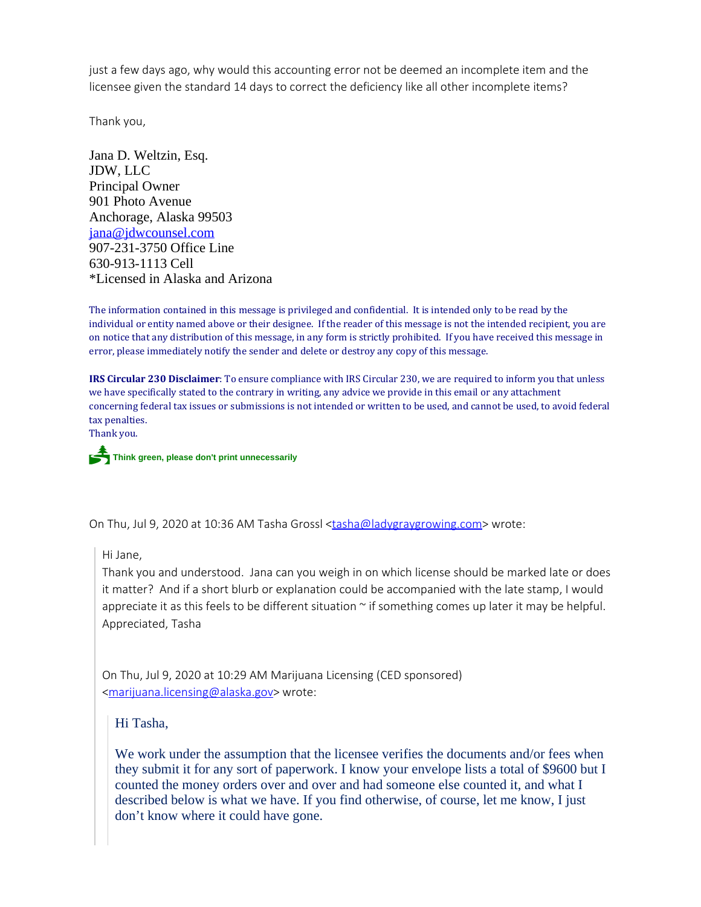just a few days ago, why would this accounting error not be deemed an incomplete item and the licensee given the standard 14 days to correct the deficiency like all other incomplete items?

Thank you,

Jana D. Weltzin, Esq.
JDW, LLC
Principal Owner
901 Photo Avenue
Anchorage, Alaska 99503
jana@jdwcounsel.com
907-231-3750 Office Line
630-913-1113 Cell
*Licensed in Alaska and Arizona

The information contained in this message is privileged and confidential. It is intended only to be read by the individual or entity named above or their designee. If the reader of this message is not the intended recipient, you are on notice that any distribution of this message, in any form is strictly prohibited. If you have received this message in error, please immediately notify the sender and delete or destroy any copy of this message.

**IRS Circular 230 Disclaimer**: To ensure compliance with IRS Circular 230, we are required to inform you that unless we have specifically stated to the contrary in writing, any advice we provide in this email or any attachment concerning federal tax issues or submissions is not intended or written to be used, and cannot be used, to avoid federal tax penalties.
Thank you.

**Think green, please don't print unnecessarily**

On Thu, Jul 9, 2020 at 10:36 AM Tasha Grossl <tasha@ladygraygrowing.com> wrote:

> Hi Jane,
> Thank you and understood. Jana can you weigh in on which license should be marked late or does it matter? And if a short blurb or explanation could be accompanied with the late stamp, I would appreciate it as this feels to be different situation ~ if something comes up later it may be helpful.
> Appreciated, Tasha
>
> On Thu, Jul 9, 2020 at 10:29 AM Marijuana Licensing (CED sponsored) <marijuana.licensing@alaska.gov> wrote:
>
>> Hi Tasha,
>>
>> We work under the assumption that the licensee verifies the documents and/or fees when they submit it for any sort of paperwork. I know your envelope lists a total of $9600 but I counted the money orders over and over and had someone else counted it, and what I described below is what we have. If you find otherwise, of course, let me know, I just don't know where it could have gone.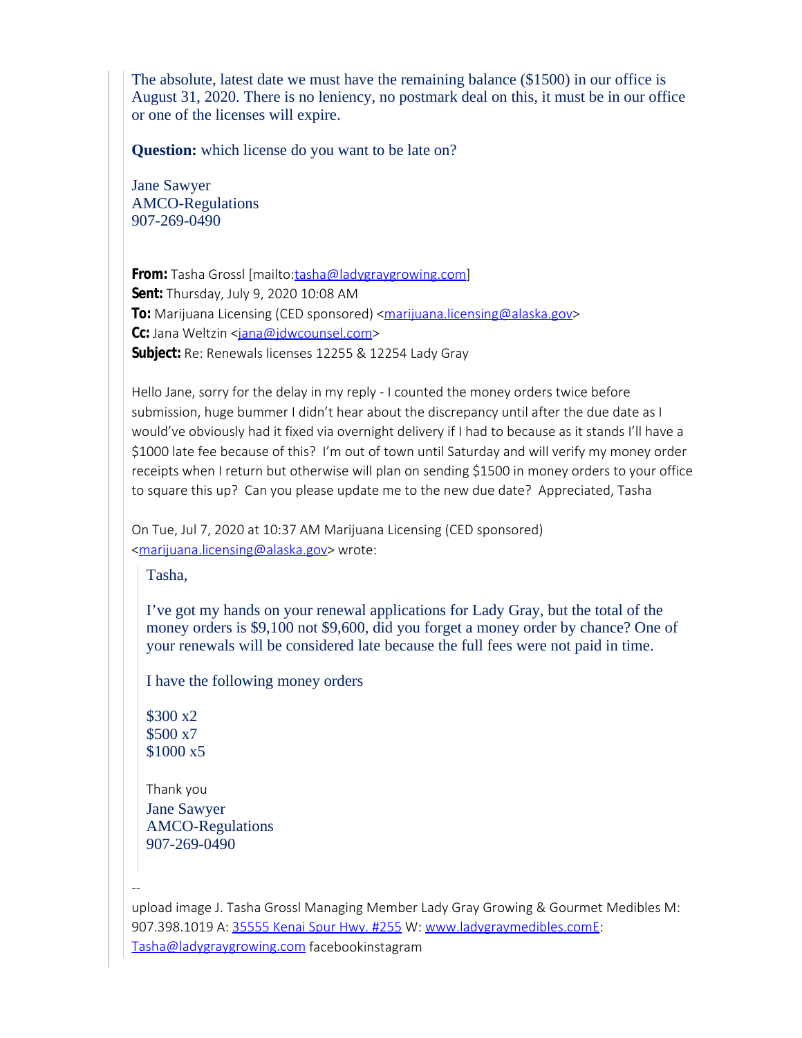The absolute, latest date we must have the remaining balance ($1500) in our office is August 31, 2020. There is no leniency, no postmark deal on this, it must be in our office or one of the licenses will expire.

**Question:** which license do you want to be late on?

Jane Sawyer
AMCO-Regulations
907-269-0490

**From:** Tasha Grossl [mailto:tasha@ladygraygrowing.com]
**Sent:** Thursday, July 9, 2020 10:08 AM
**To:** Marijuana Licensing (CED sponsored) <marijuana.licensing@alaska.gov>
**Cc:** Jana Weltzin <jana@jdwcounsel.com>
**Subject:** Re: Renewals licenses 12255 & 12254 Lady Gray

Hello Jane, sorry for the delay in my reply - I counted the money orders twice before submission, huge bummer I didn't hear about the discrepancy until after the due date as I would've obviously had it fixed via overnight delivery if I had to because as it stands I'll have a $1000 late fee because of this? I'm out of town until Saturday and will verify my money order receipts when I return but otherwise will plan on sending $1500 in money orders to your office to square this up? Can you please update me to the new due date? Appreciated, Tasha

On Tue, Jul 7, 2020 at 10:37 AM Marijuana Licensing (CED sponsored) <marijuana.licensing@alaska.gov> wrote:

> Tasha,
>
> I've got my hands on your renewal applications for Lady Gray, but the total of the money orders is $9,100 not $9,600, did you forget a money order by chance? One of your renewals will be considered late because the full fees were not paid in time.
>
> I have the following money orders
>
> $300 x2
> $500 x7
> $1000 x5
>
> Thank you
> Jane Sawyer
> AMCO-Regulations
> 907-269-0490

--
upload image J. Tasha Grossl Managing Member Lady Gray Growing & Gourmet Medibles M: 907.398.1019 A: 35555 Kenai Spur Hwy. #255 W: www.ladygraymedibles.comE: Tasha@ladygraygrowing.com facebookinstagram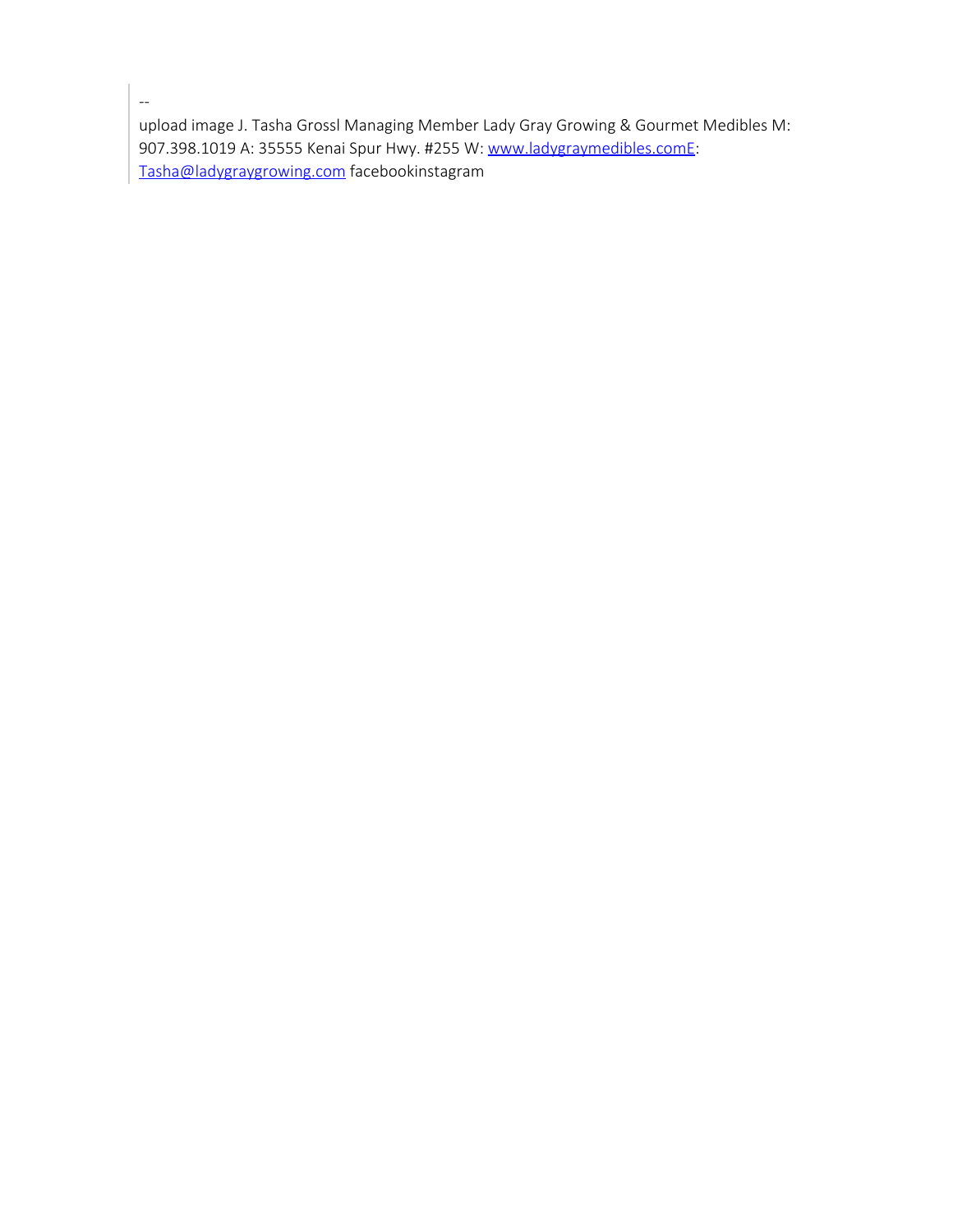--

upload image J. Tasha Grossl Managing Member Lady Gray Growing & Gourmet Medibles M: 907.398.1019 A: 35555 Kenai Spur Hwy. #255 W: www.ladygraymedibles.comE: Tasha@ladygraygrowing.com facebookinstagram